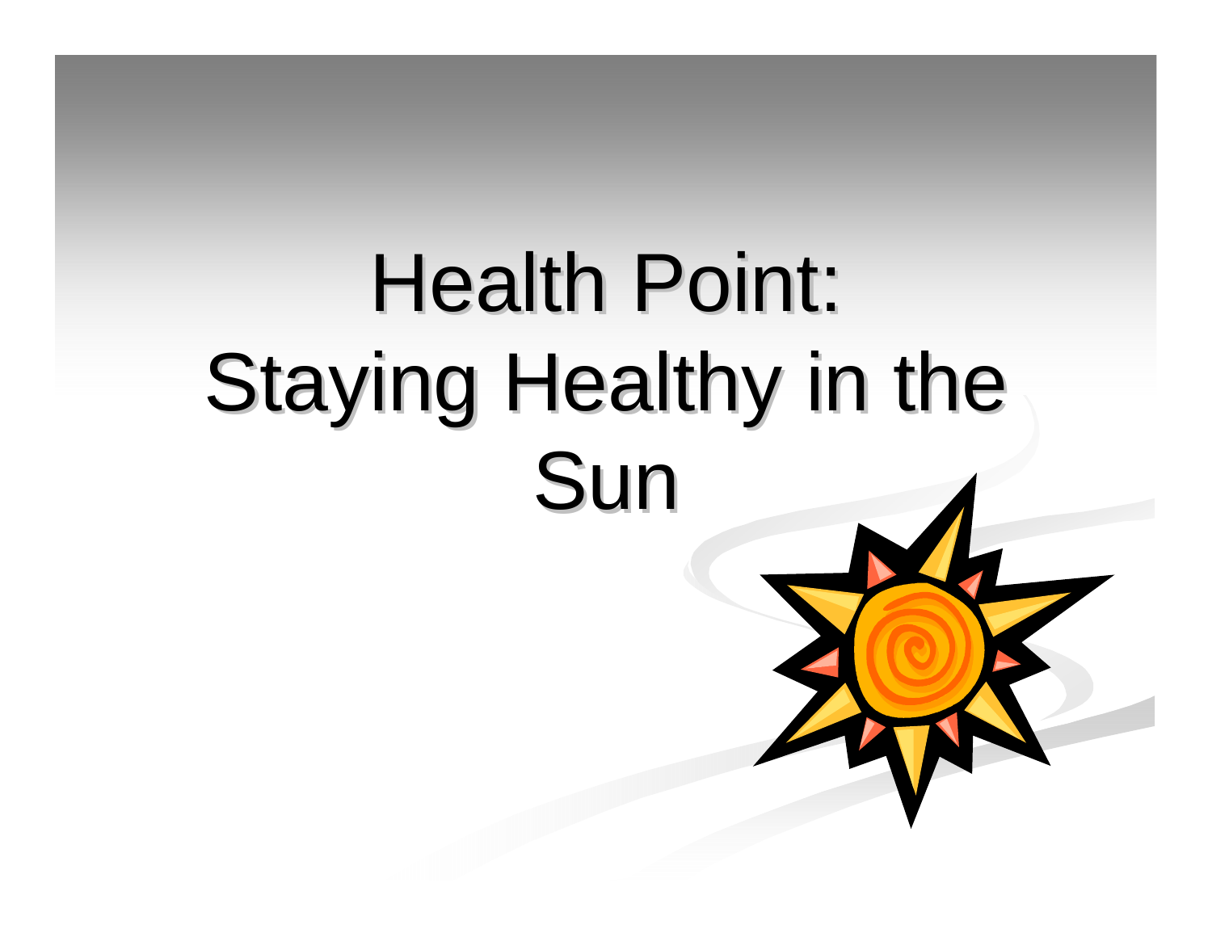# Health Point: Staying Healthy in the Sun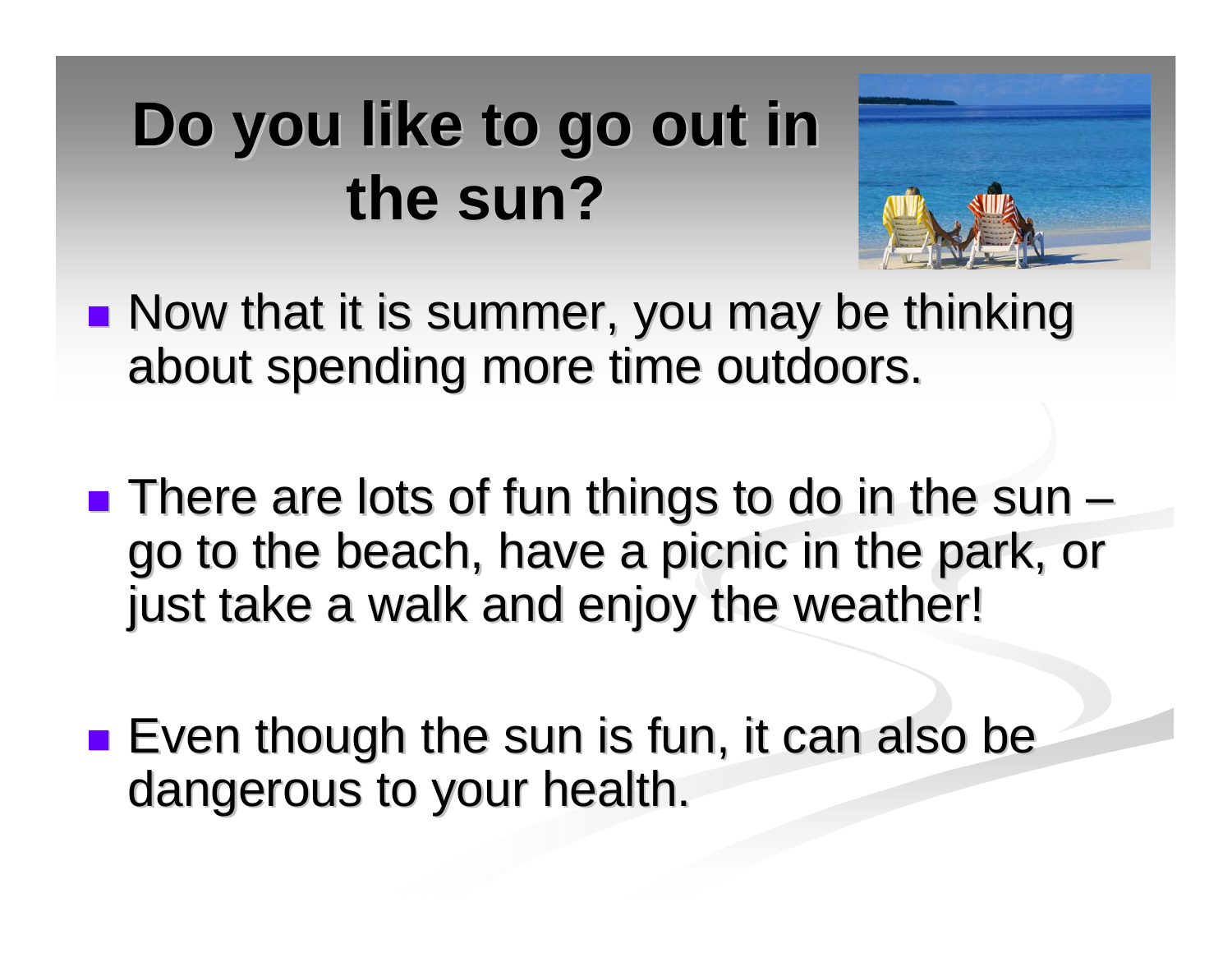# Do you like to go out in the sun?

- Now that it is summer, you may be thinking about spending more time outdoors.
- There are lots of fun things to do in the sun – go to the beach, have a picnic in the park, or just take a walk and enjoy the weather!
- Even though the sun is fun, it can also be dangerous to your health.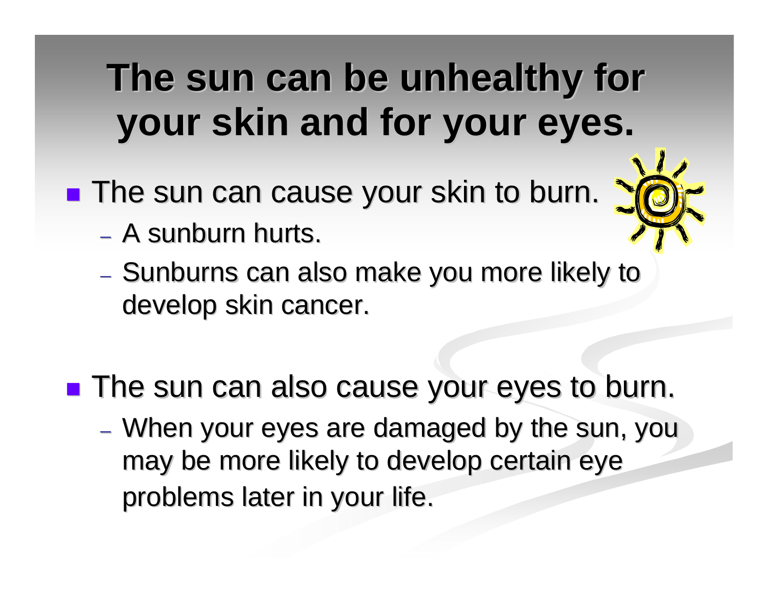# The sun can be unhealthy for your skin and for your eyes.

- The sun can cause your skin to burn.
  - A sunburn hurts.
  - Sunburns can also make you more likely to develop skin cancer.
- The sun can also cause your eyes to burn.
  - When your eyes are damaged by the sun, you may be more likely to develop certain eye problems later in your life.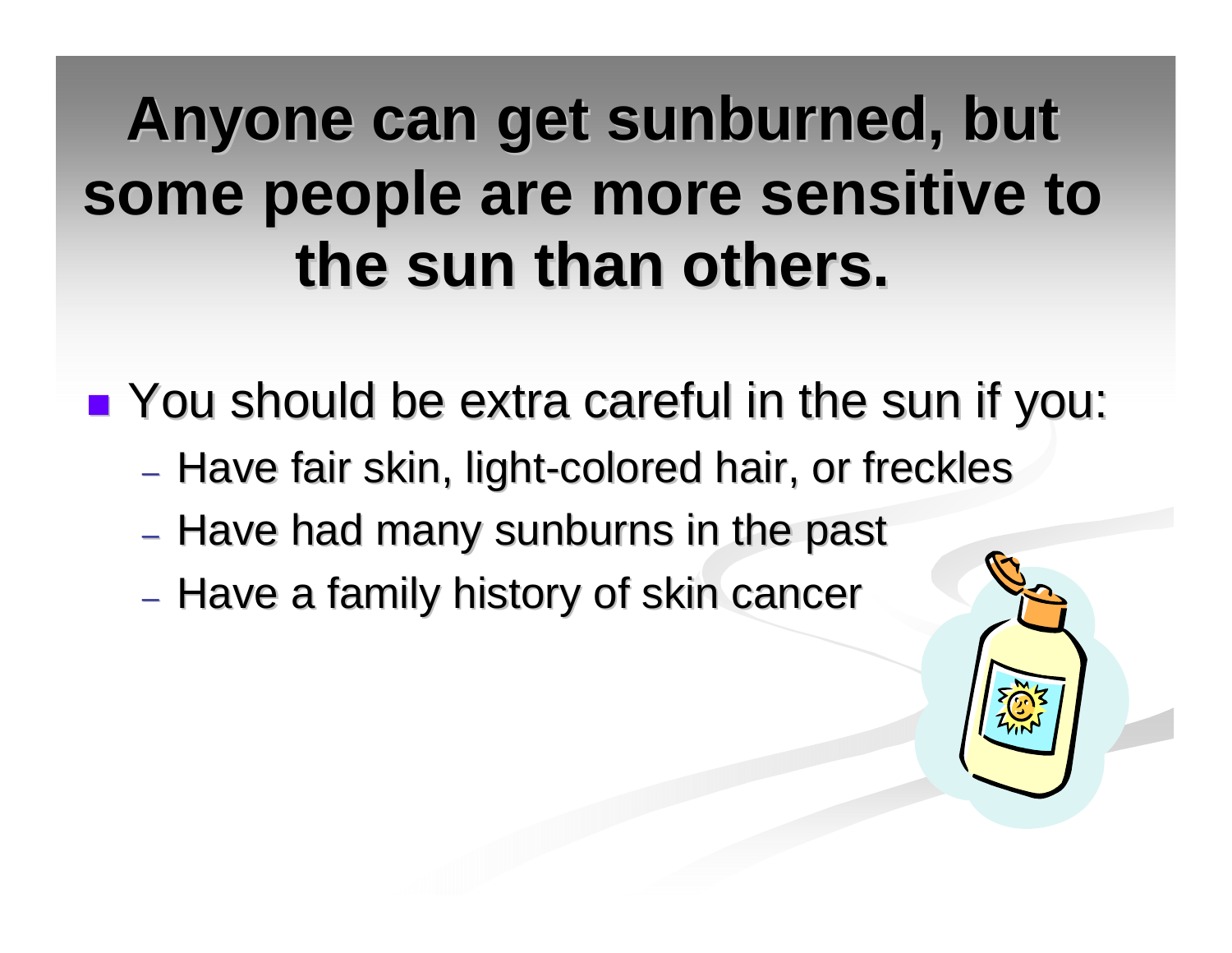# Anyone can get sunburned, but some people are more sensitive to the sun than others.

- You should be extra careful in the sun if you:
  - Have fair skin, light-colored hair, or freckles
  - Have had many sunburns in the past
  - Have a family history of skin cancer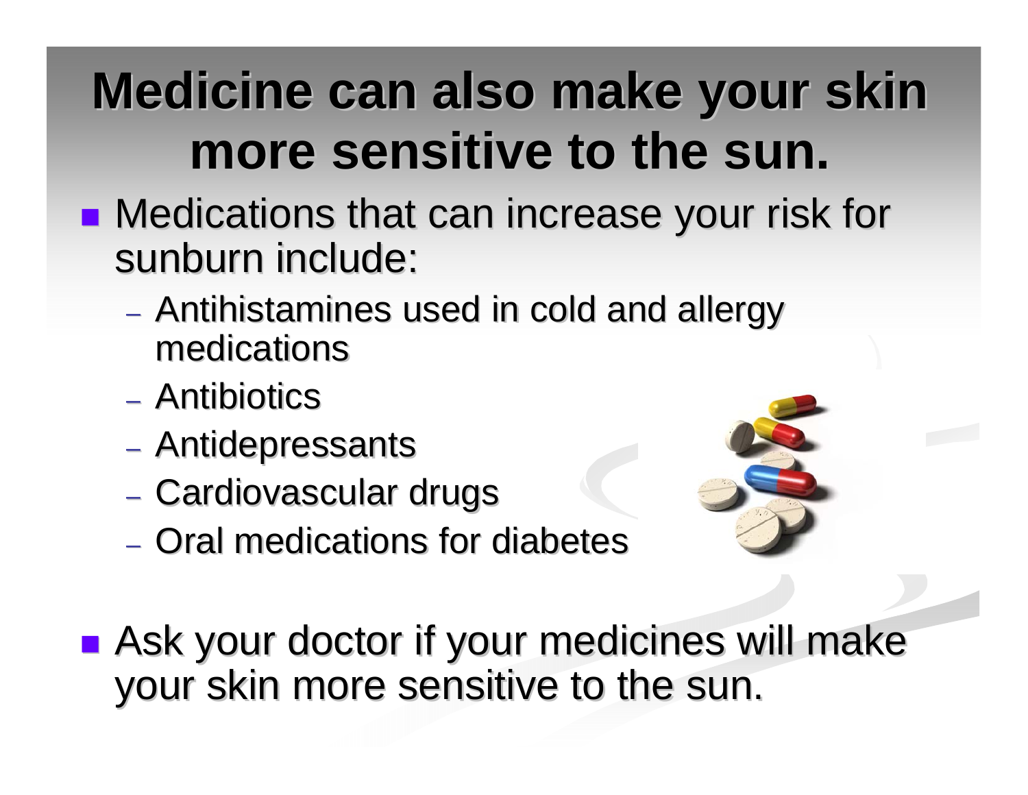# Medicine can also make your skin more sensitive to the sun.

- Medications that can increase your risk for sunburn include:
  - Antihistamines used in cold and allergy medications
  - Antibiotics
  - Antidepressants
  - Cardiovascular drugs
  - Oral medications for diabetes

- Ask your doctor if your medicines will make your skin more sensitive to the sun.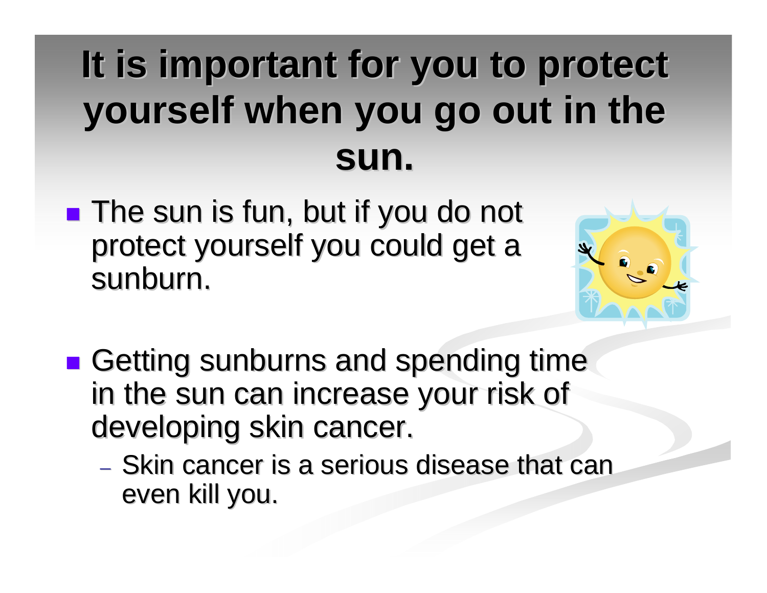# It is important for you to protect yourself when you go out in the sun.

- The sun is fun, but if you do not protect yourself you could get a sunburn.
- Getting sunburns and spending time in the sun can increase your risk of developing skin cancer.
  - Skin cancer is a serious disease that can even kill you.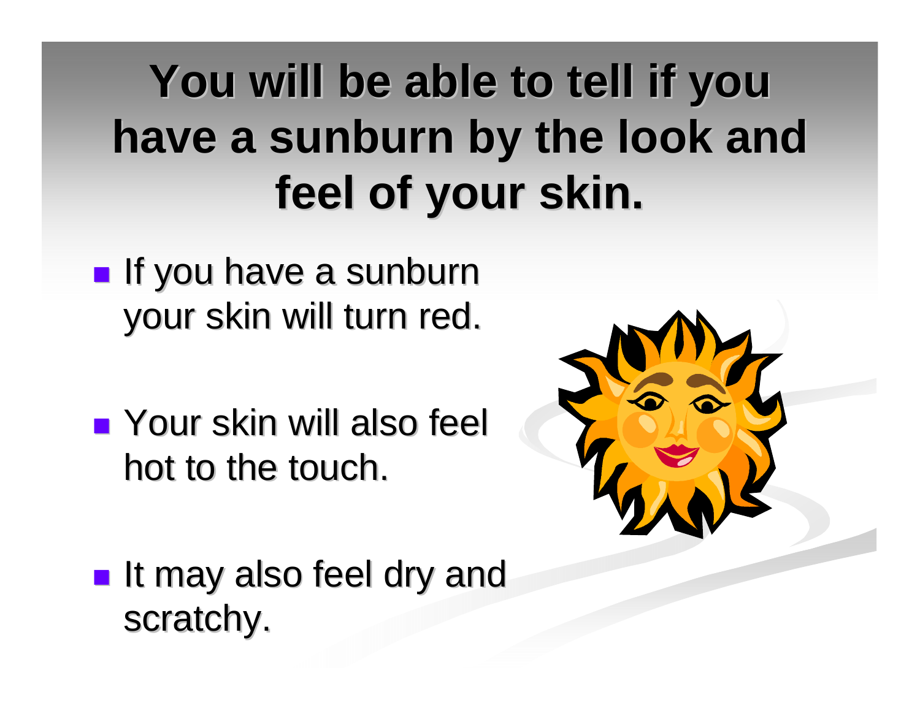# You will be able to tell if you have a sunburn by the look and feel of your skin.

- If you have a sunburn your skin will turn red.
- Your skin will also feel hot to the touch.
- It may also feel dry and scratchy.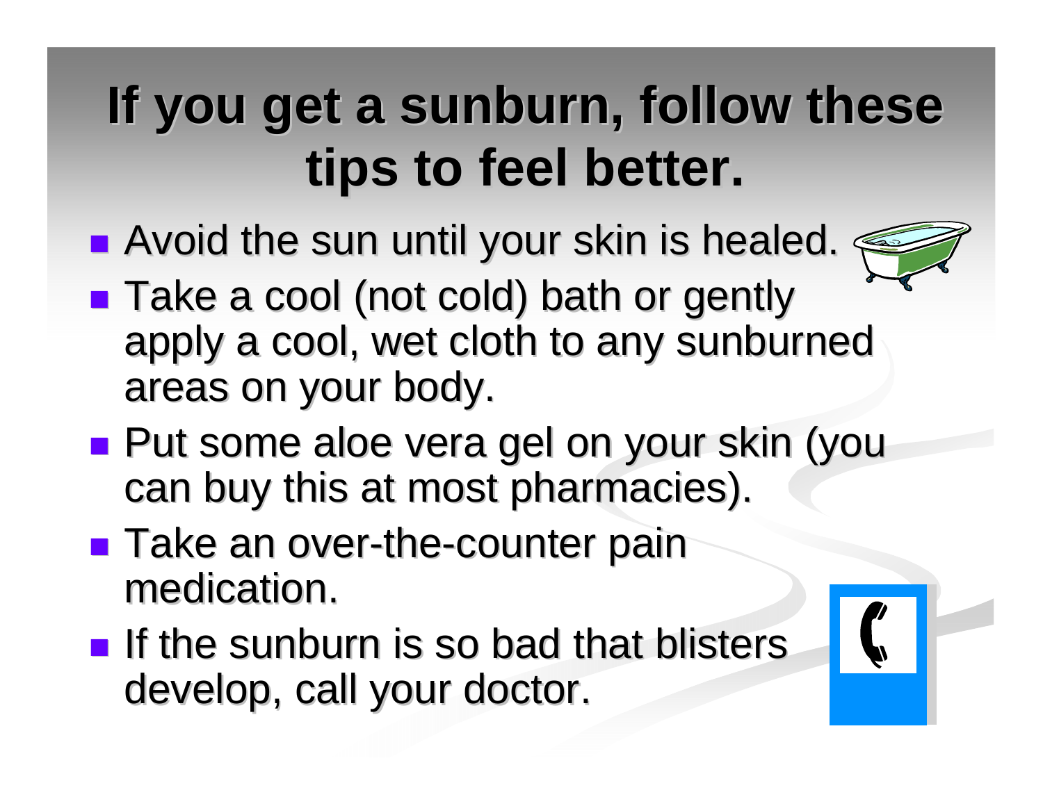# If you get a sunburn, follow these tips to feel better.

- Avoid the sun until your skin is healed.
- Take a cool (not cold) bath or gently apply a cool, wet cloth to any sunburned areas on your body.
- Put some aloe vera gel on your skin (you can buy this at most pharmacies).
- Take an over-the-counter pain medication.
- If the sunburn is so bad that blisters develop, call your doctor.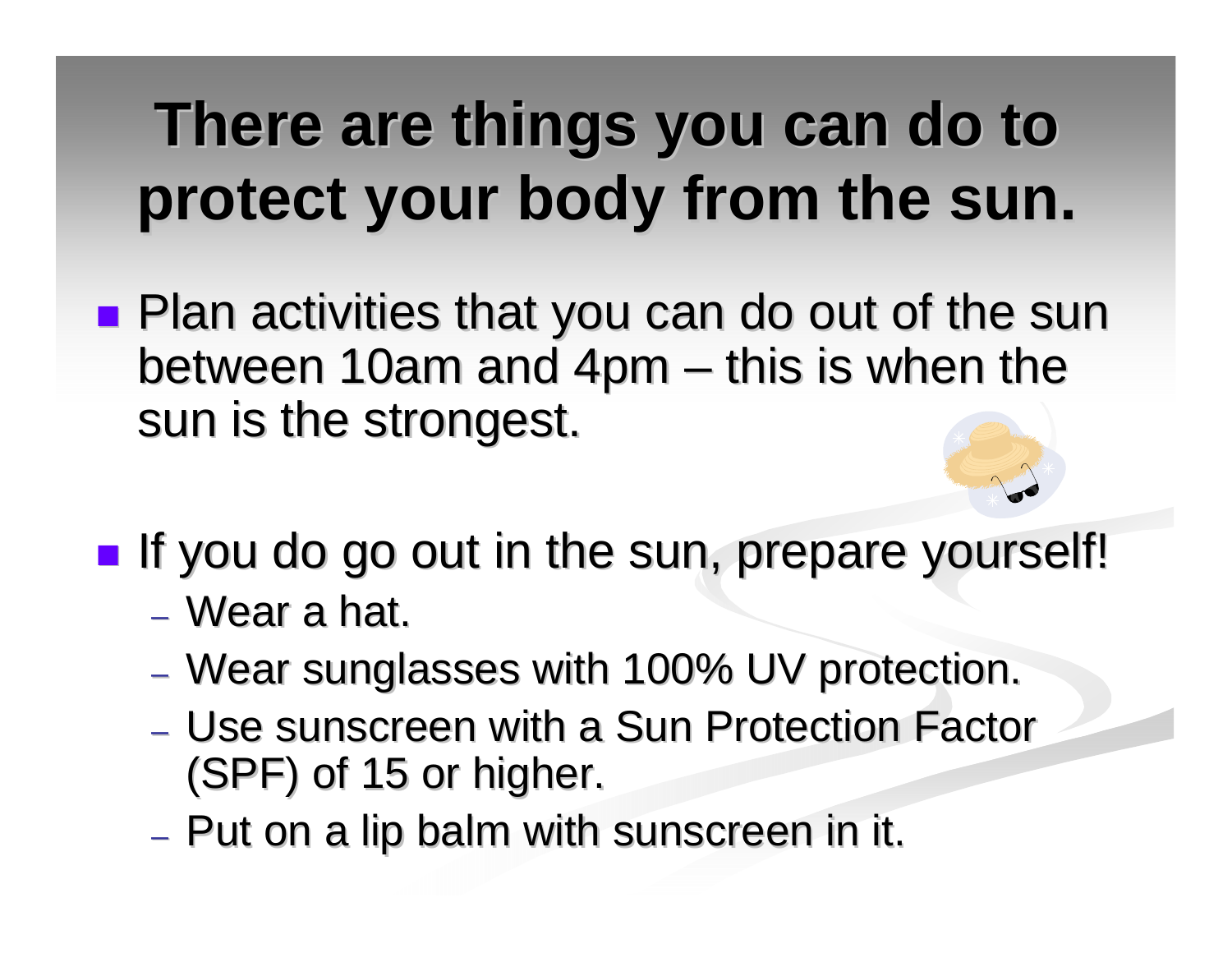# There are things you can do to protect your body from the sun.

- Plan activities that you can do out of the sun between 10am and 4pm – this is when the sun is the strongest.

- If you do go out in the sun, prepare yourself!
  - Wear a hat.
  - Wear sunglasses with 100% UV protection.
  - Use sunscreen with a Sun Protection Factor (SPF) of 15 or higher.
  - Put on a lip balm with sunscreen in it.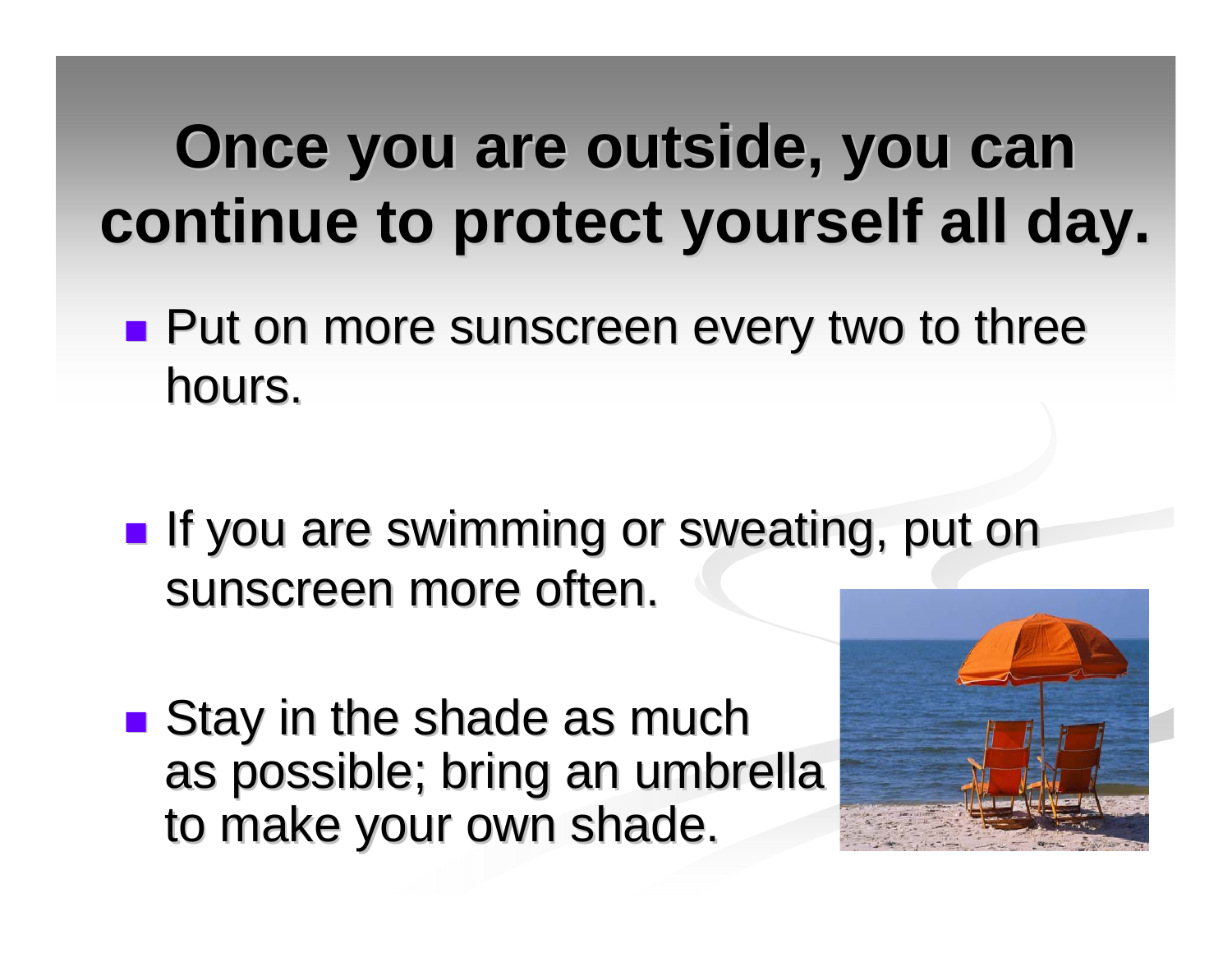# Once you are outside, you can continue to protect yourself all day.

- Put on more sunscreen every two to three hours.
- If you are swimming or sweating, put on sunscreen more often.
- Stay in the shade as much as possible; bring an umbrella to make your own shade.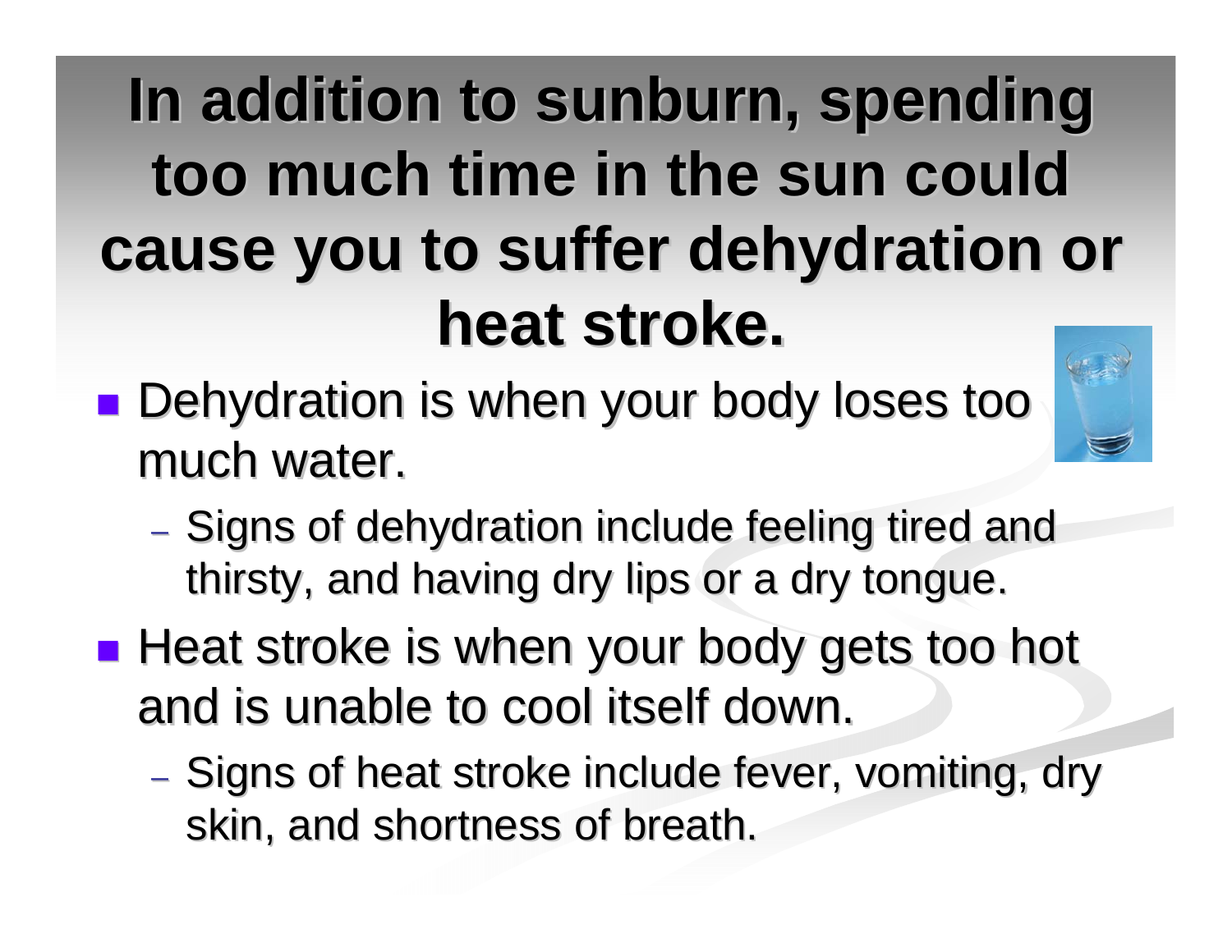# In addition to sunburn, spending too much time in the sun could cause you to suffer dehydration or heat stroke.

- Dehydration is when your body loses too much water.
  - Signs of dehydration include feeling tired and thirsty, and having dry lips or a dry tongue.
- Heat stroke is when your body gets too hot and is unable to cool itself down.
  - Signs of heat stroke include fever, vomiting, dry skin, and shortness of breath.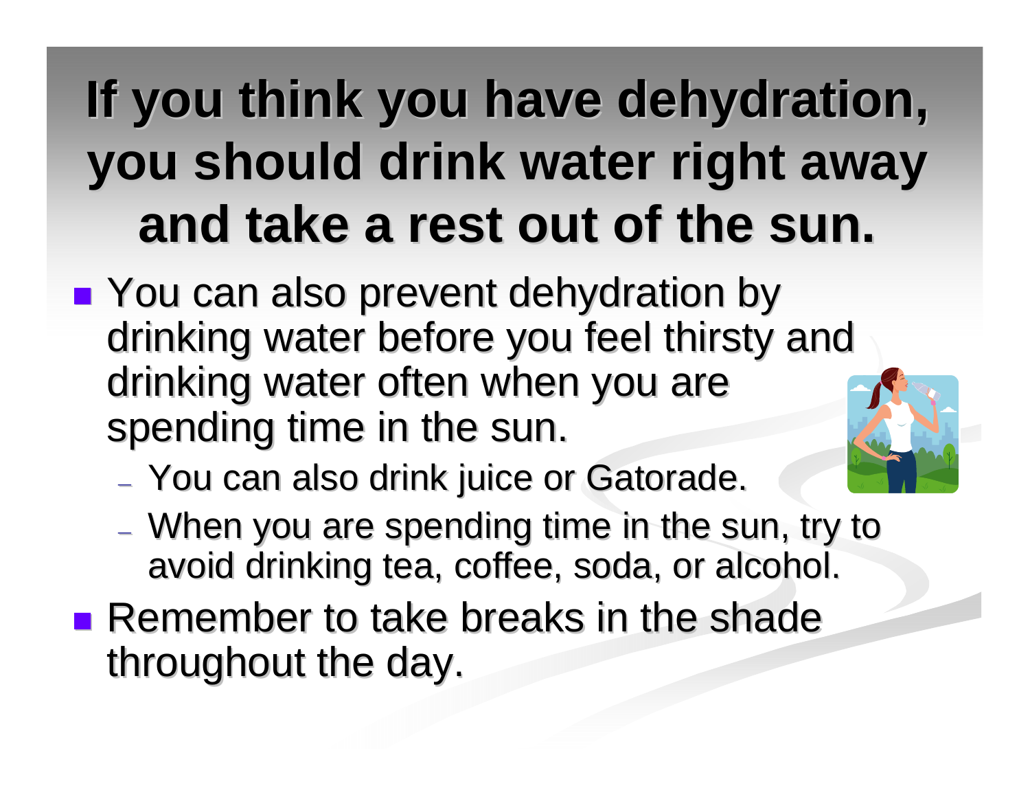# If you think you have dehydration, you should drink water right away and take a rest out of the sun.

- You can also prevent dehydration by drinking water before you feel thirsty and drinking water often when you are spending time in the sun.
  - You can also drink juice or Gatorade.
  - When you are spending time in the sun, try to avoid drinking tea, coffee, soda, or alcohol.
- Remember to take breaks in the shade throughout the day.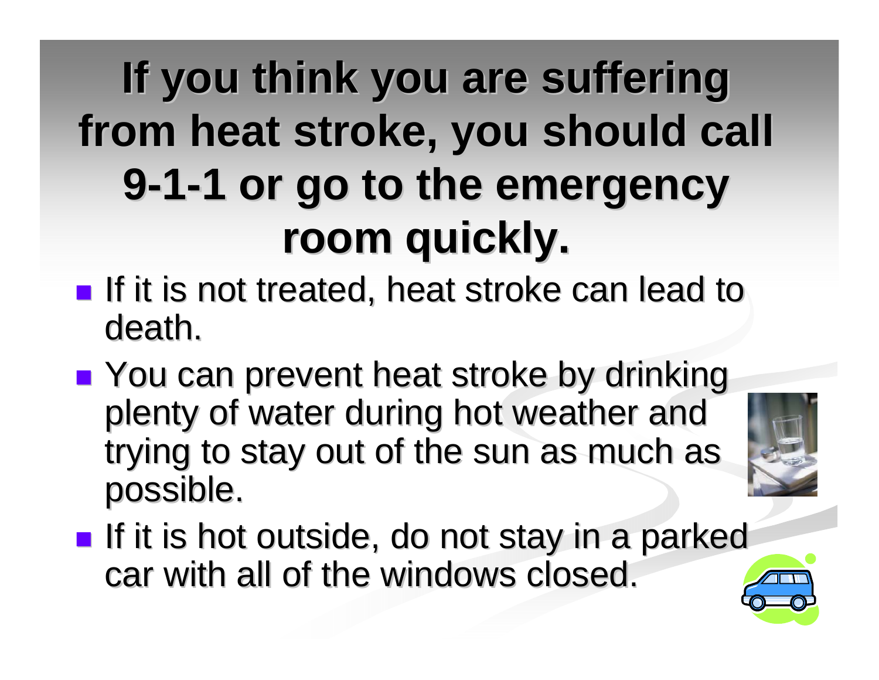# If you think you are suffering from heat stroke, you should call 9-1-1 or go to the emergency room quickly.

- If it is not treated, heat stroke can lead to death.
- You can prevent heat stroke by drinking plenty of water during hot weather and trying to stay out of the sun as much as possible.
- If it is hot outside, do not stay in a parked car with all of the windows closed.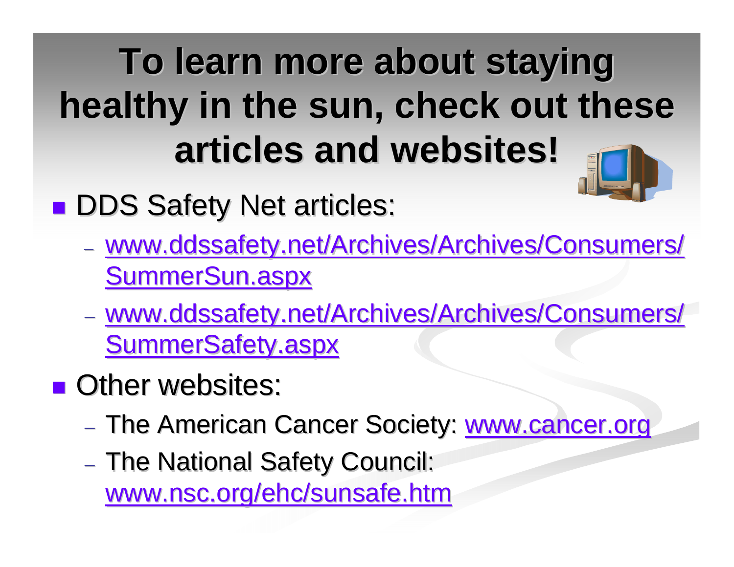# To learn more about staying healthy in the sun, check out these articles and websites!

- DDS Safety Net articles:
  - www.ddssafety.net/Archives/Archives/Consumers/SummerSun.aspx
  - www.ddssafety.net/Archives/Archives/Consumers/SummerSafety.aspx
- Other websites:
  - The American Cancer Society: www.cancer.org
  - The National Safety Council: www.nsc.org/ehc/sunsafe.htm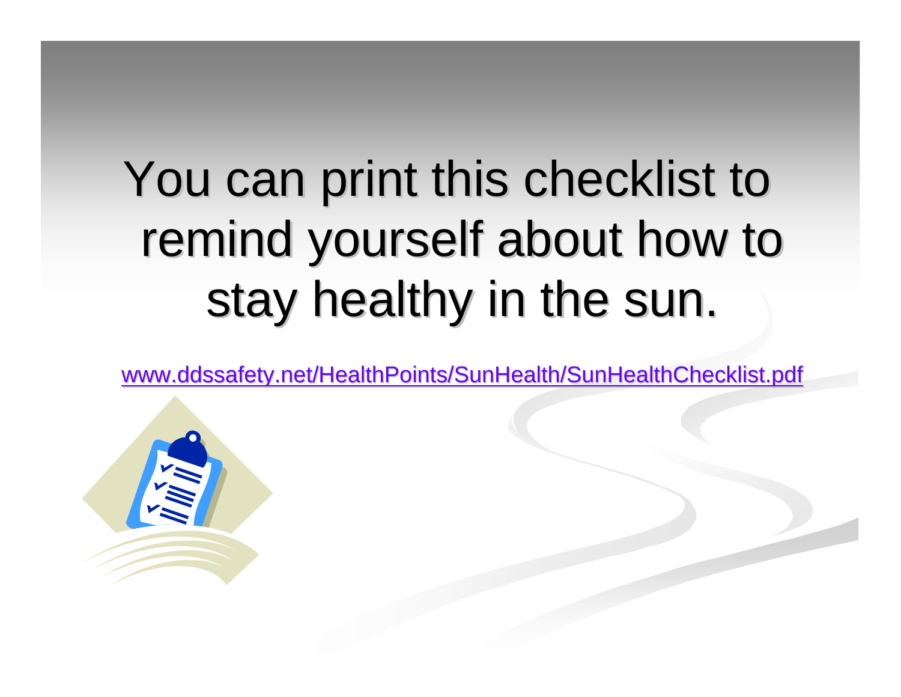# You can print this checklist to remind yourself about how to stay healthy in the sun.

[www.ddssafety.net/HealthPoints/SunHealth/SunHealthChecklist.pdf](http://www.ddssafety.net/HealthPoints/SunHealth/SunHealthChecklist.pdf)